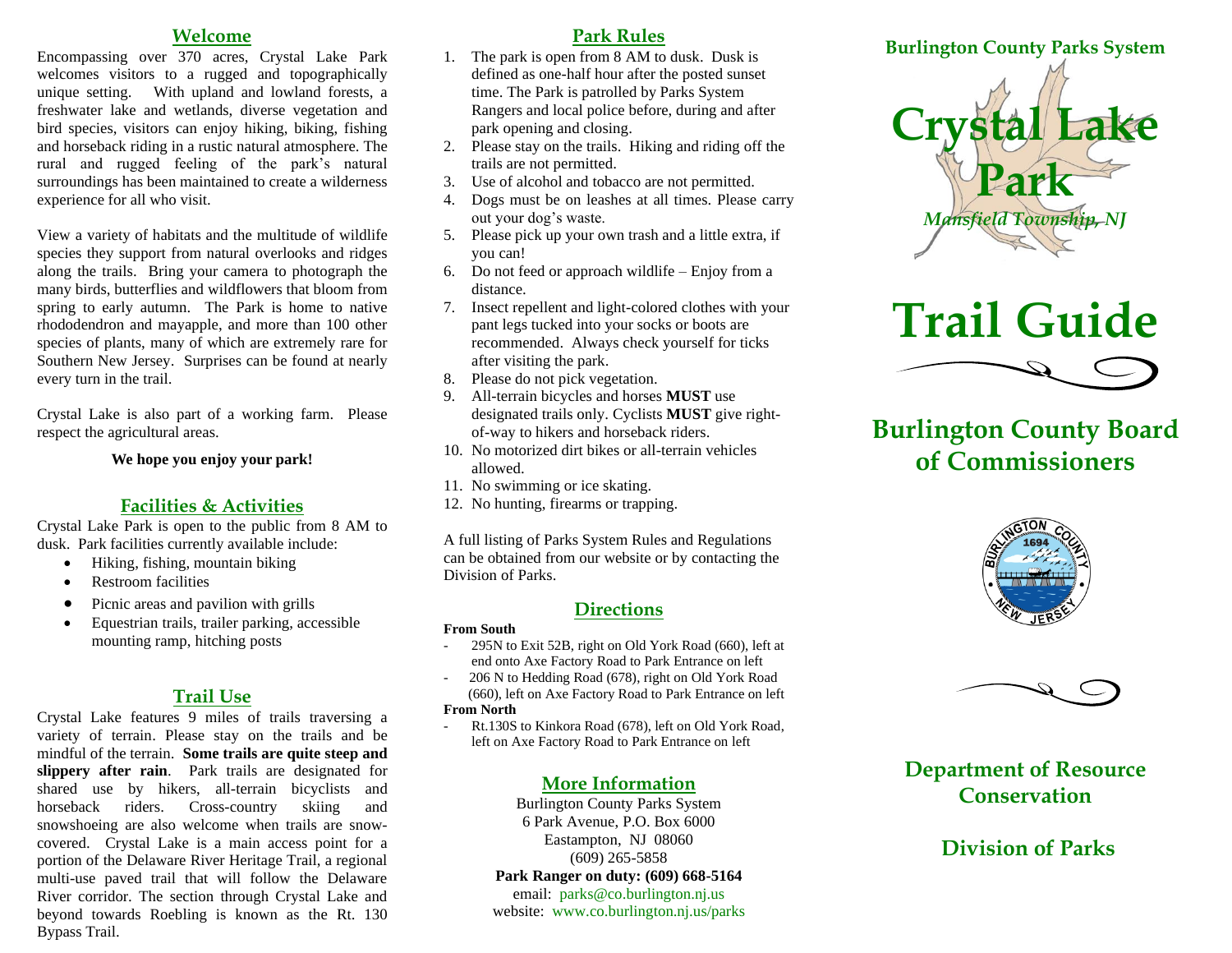## Welcome

Encompassing over 370 acres, Crystal Lake Park welcomes visitors to a rugged and topographically unique setting. With upland and lowland forests, a freshwater lake and wetlands, diverse vegetation and bird species, visitors can enjoy hiking, biking, fishing and horseback riding in a rustic natural atmosphere. The rural and rugged feeling of the park's natural surroundings has been maintained to create a wilderness experience for all who visit.

View a variety of habitats and the multitude of wildlife species they support from natural overlooks and ridges along the trails. Bring your camera to photograph the many birds, butterflies and wildflowers that bloom from spring to early autumn. The Park is home to native rhododendron and mayapple, and more than 100 other species of plants, many of which are extremely rare for Southern New Jersey. Surprises can be found at nearly every turn in the trail.

Crystal Lake is also part of a working farm. Please respect the agricultural areas.

**We hope you enjoy your park!**

## Facilities & Activities

Crystal Lake Park is open to the public from 8 AM to dusk. Park facilities currently available include:

- Hiking, fishing, mountain biking
- Restroom facilities
- Picnic areas and pavilion with grills
- Equestrian trails, trailer parking, accessible mounting ramp, hitching posts

## Trail Use

Crystal Lake features 9 miles of trails traversing a variety of terrain. Please stay on the trails and be mindful of the terrain. **Some trails are quite steep and slippery after rain**. Park trails are designated for shared use by hikers, all-terrain bicyclists and horseback riders. Cross-country skiing and snowshoeing are also welcome when trails are snow-covered. Crystal Lake is a main access point for a portion of the Delaware River Heritage Trail, a regional multi-use paved trail that will follow the Delaware River corridor. The section through Crystal Lake and beyond towards Roebling is known as the Rt. 130 Bypass Trail.

## Park Rules

1. The park is open from 8 AM to dusk. Dusk is defined as one-half hour after the posted sunset time. The Park is patrolled by Parks System Rangers and local police before, during and after park opening and closing.
2. Please stay on the trails. Hiking and riding off the trails are not permitted.
3. Use of alcohol and tobacco are not permitted.
4. Dogs must be on leashes at all times. Please carry out your dog's waste.
5. Please pick up your own trash and a little extra, if you can!
6. Do not feed or approach wildlife – Enjoy from a distance.
7. Insect repellent and light-colored clothes with your pant legs tucked into your socks or boots are recommended. Always check yourself for ticks after visiting the park.
8. Please do not pick vegetation.
9. All-terrain bicycles and horses **MUST** use designated trails only. Cyclists **MUST** give right-of-way to hikers and horseback riders.
10. No motorized dirt bikes or all-terrain vehicles allowed.
11. No swimming or ice skating.
12. No hunting, firearms or trapping.

A full listing of Parks System Rules and Regulations can be obtained from our website or by contacting the Division of Parks.

## Directions

**From South**

- 295N to Exit 52B, right on Old York Road (660), left at end onto Axe Factory Road to Park Entrance on left
- 206 N to Hedding Road (678), right on Old York Road (660), left on Axe Factory Road to Park Entrance on left

**From North**

- Rt.130S to Kinkora Road (678), left on Old York Road, left on Axe Factory Road to Park Entrance on left

## More Information

Burlington County Parks System
6 Park Avenue, P.O. Box 6000
Eastampton, NJ 08060
(609) 265-5858
**Park Ranger on duty: (609) 668-5164**
email: parks@co.burlington.nj.us
website: www.co.burlington.nj.us/parks

**Burlington County Parks System**

# Crystal Lake Park

*Mansfield Township, NJ*

# Trail Guide

## Burlington County Board of Commissioners

## Department of Resource Conservation

## Division of Parks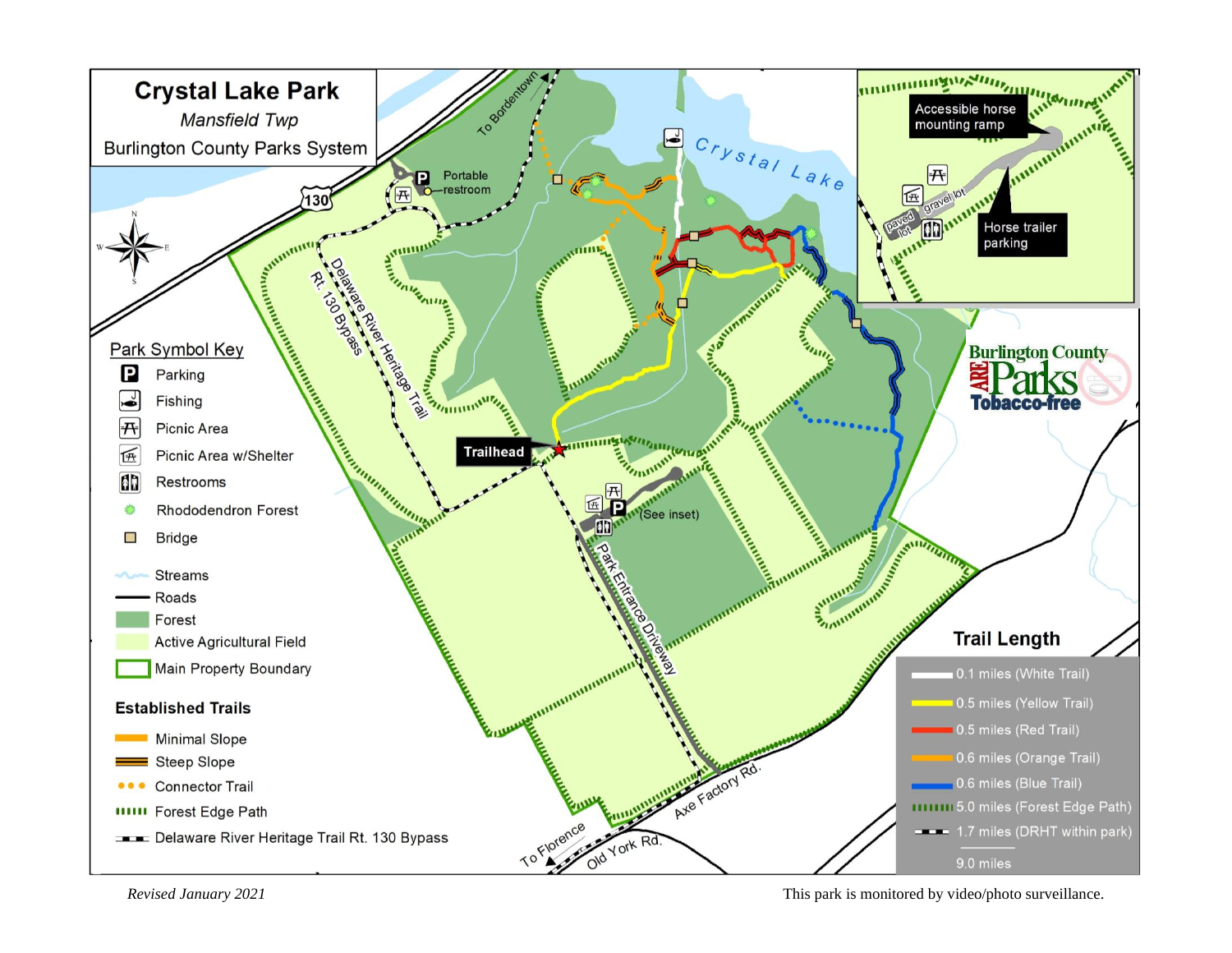# Crystal Lake Park

*Mansfield Twp*

Burlington County Parks System

Park Symbol Key

- Parking
- Fishing
- Picnic Area
- Picnic Area w/Shelter
- Restrooms
- Rhododendron Forest
- Bridge

- Streams
- Roads
- Forest
- Active Agricultural Field
- Main Property Boundary

**Established Trails**

- Minimal Slope
- Steep Slope
- Connector Trail
- Forest Edge Path
- Delaware River Heritage Trail Rt. 130 Bypass

**Trail Length**

0.1 miles (White Trail)
0.5 miles (Yellow Trail)
0.5 miles (Red Trail)
0.6 miles (Orange Trail)
0.6 miles (Blue Trail)
5.0 miles (Forest Edge Path)
1.7 miles (DRHT within park)
9.0 miles

Crystal Lake

Trailhead

Portable restroom

To Bordentown

130

Delaware River Heritage Trail

Rt. 130 Bypass

(See inset)

Park Entrance Driveway

Axe Factory Rd.

Old York Rd.

To Florence

Accessible horse mounting ramp

Horse trailer parking

paved lot

gravel lot

Burlington County Parks ARE Tobacco-free

*Revised January 2021*

This park is monitored by video/photo surveillance.